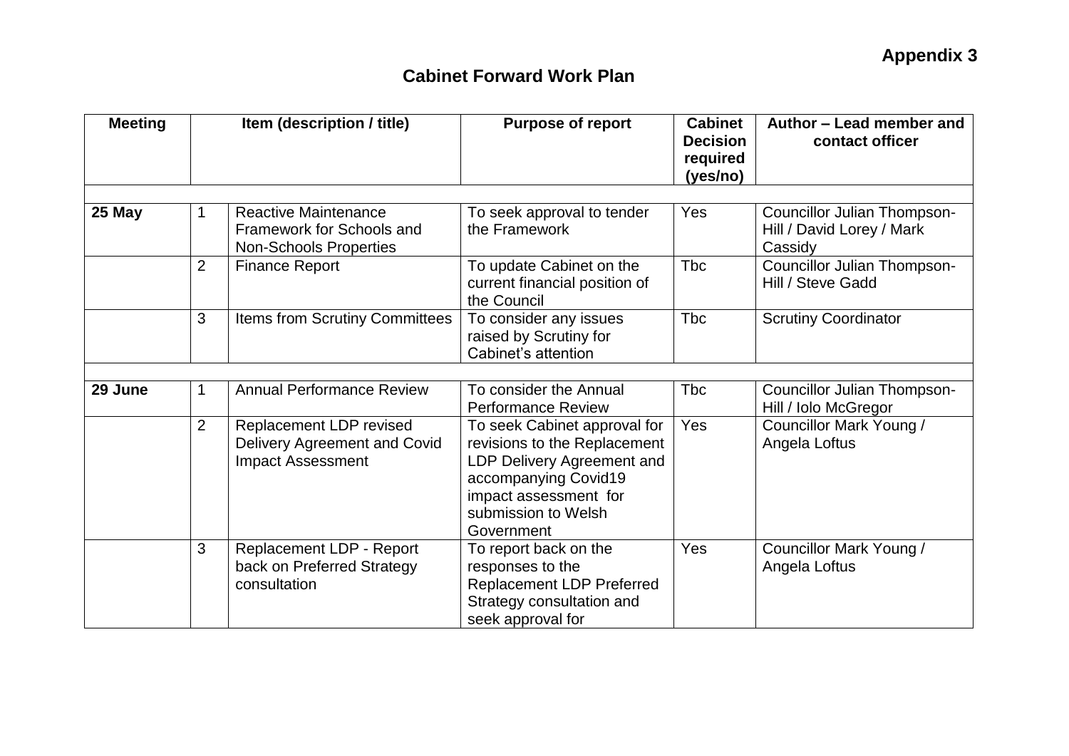**Appendix 3**

## Cabinet Forward Work Plan

| Meeting | | Item (description / title) | Purpose of report | Cabinet Decision required (yes/no) | Author – Lead member and contact officer |
|---|---|---|---|---|---|
| | | | | | |
| **25 May** | 1 | Reactive Maintenance Framework for Schools and Non-Schools Properties | To seek approval to tender the Framework | Yes | Councillor Julian Thompson-Hill / David Lorey / Mark Cassidy |
| | 2 | Finance Report | To update Cabinet on the current financial position of the Council | Tbc | Councillor Julian Thompson-Hill / Steve Gadd |
| | 3 | Items from Scrutiny Committees | To consider any issues raised by Scrutiny for Cabinet's attention | Tbc | Scrutiny Coordinator |
| | | | | | |
| **29 June** | 1 | Annual Performance Review | To consider the Annual Performance Review | Tbc | Councillor Julian Thompson-Hill / Iolo McGregor |
| | 2 | Replacement LDP revised Delivery Agreement and Covid Impact Assessment | To seek Cabinet approval for revisions to the Replacement LDP Delivery Agreement and accompanying Covid19 impact assessment for submission to Welsh Government | Yes | Councillor Mark Young / Angela Loftus |
| | 3 | Replacement LDP - Report back on Preferred Strategy consultation | To report back on the responses to the Replacement LDP Preferred Strategy consultation and seek approval for | Yes | Councillor Mark Young / Angela Loftus |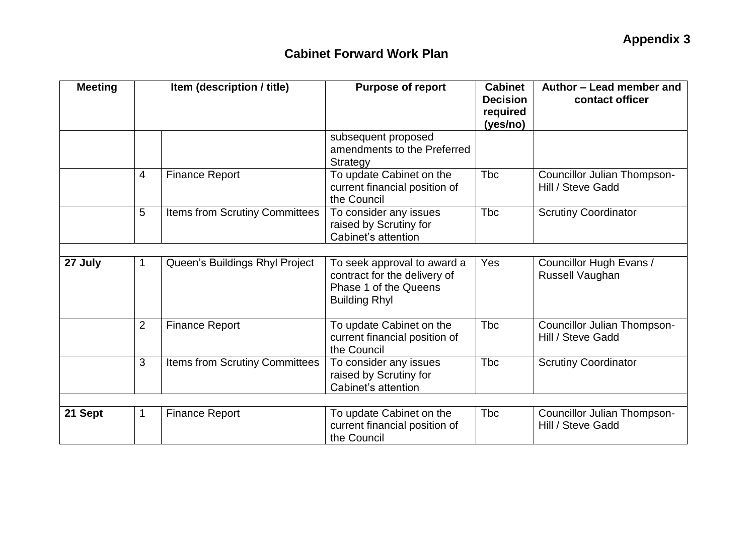**Appendix 3**

## Cabinet Forward Work Plan

| Meeting | Item (description / title) | | Purpose of report | Cabinet Decision required (yes/no) | Author – Lead member and contact officer |
|---|---|---|---|---|---|
| | | | subsequent proposed amendments to the Preferred Strategy | | |
| | 4 | Finance Report | To update Cabinet on the current financial position of the Council | Tbc | Councillor Julian Thompson-Hill / Steve Gadd |
| | 5 | Items from Scrutiny Committees | To consider any issues raised by Scrutiny for Cabinet's attention | Tbc | Scrutiny Coordinator |
| | | | | | |
| **27 July** | 1 | Queen's Buildings Rhyl Project | To seek approval to award a contract for the delivery of Phase 1 of the Queens Building Rhyl | Yes | Councillor Hugh Evans / Russell Vaughan |
| | 2 | Finance Report | To update Cabinet on the current financial position of the Council | Tbc | Councillor Julian Thompson-Hill / Steve Gadd |
| | 3 | Items from Scrutiny Committees | To consider any issues raised by Scrutiny for Cabinet's attention | Tbc | Scrutiny Coordinator |
| | | | | | |
| **21 Sept** | 1 | Finance Report | To update Cabinet on the current financial position of the Council | Tbc | Councillor Julian Thompson-Hill / Steve Gadd |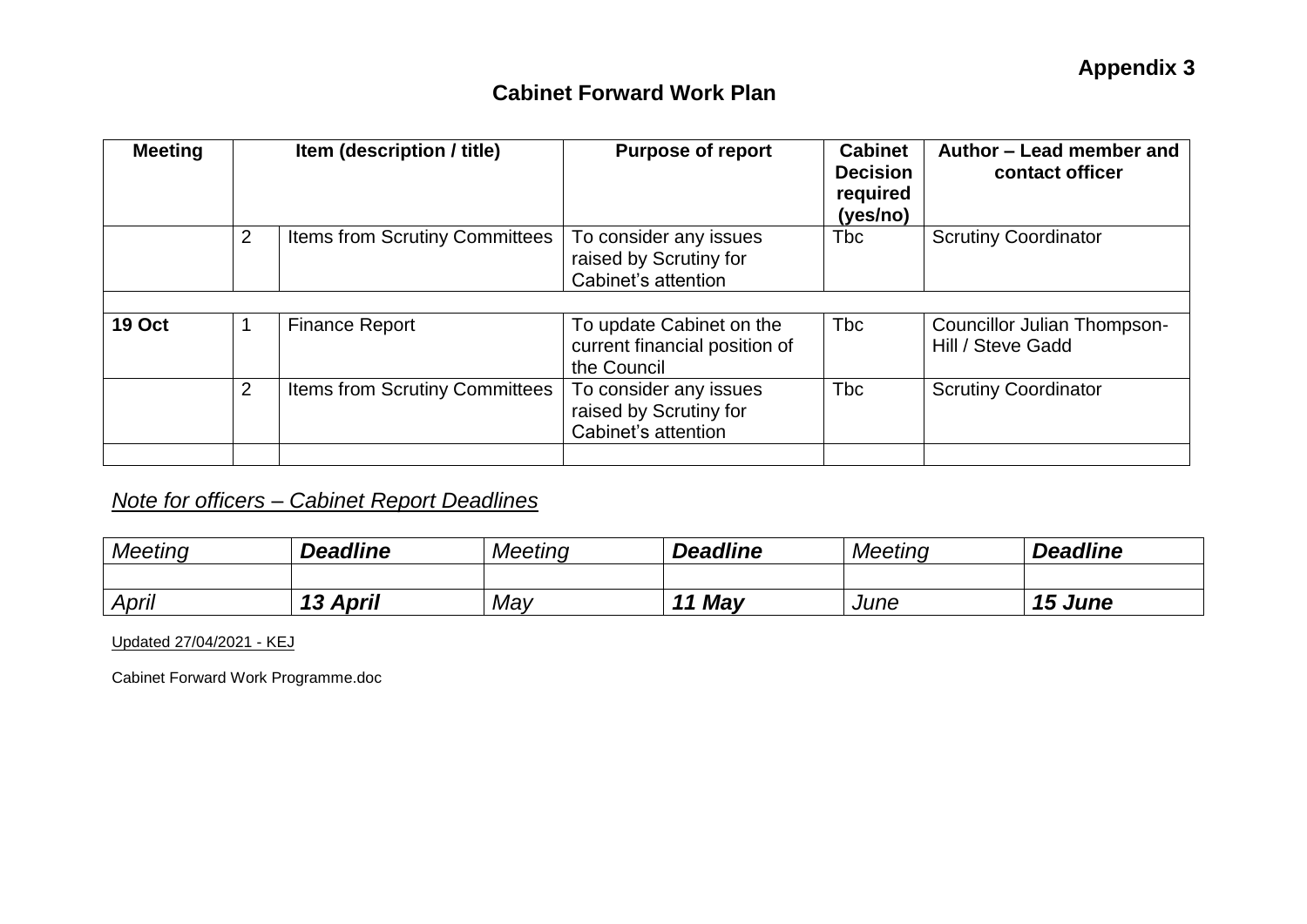**Appendix 3**

## Cabinet Forward Work Plan

| Meeting | Item (description / title) | | Purpose of report | Cabinet Decision required (yes/no) | Author – Lead member and contact officer |
|---|---|---|---|---|---|
| | 2 | Items from Scrutiny Committees | To consider any issues raised by Scrutiny for Cabinet's attention | Tbc | Scrutiny Coordinator |
| | | | | | |
| **19 Oct** | 1 | Finance Report | To update Cabinet on the current financial position of the Council | Tbc | Councillor Julian Thompson-Hill / Steve Gadd |
| | 2 | Items from Scrutiny Committees | To consider any issues raised by Scrutiny for Cabinet's attention | Tbc | Scrutiny Coordinator |
| | | | | | |

*Note for officers – Cabinet Report Deadlines*

| *Meeting* | ***Deadline*** | *Meeting* | ***Deadline*** | *Meeting* | ***Deadline*** |
|---|---|---|---|---|---|
| | | | | | |
| *April* | ***13 April*** | *May* | ***11 May*** | *June* | ***15 June*** |

Updated 27/04/2021 - KEJ

Cabinet Forward Work Programme.doc